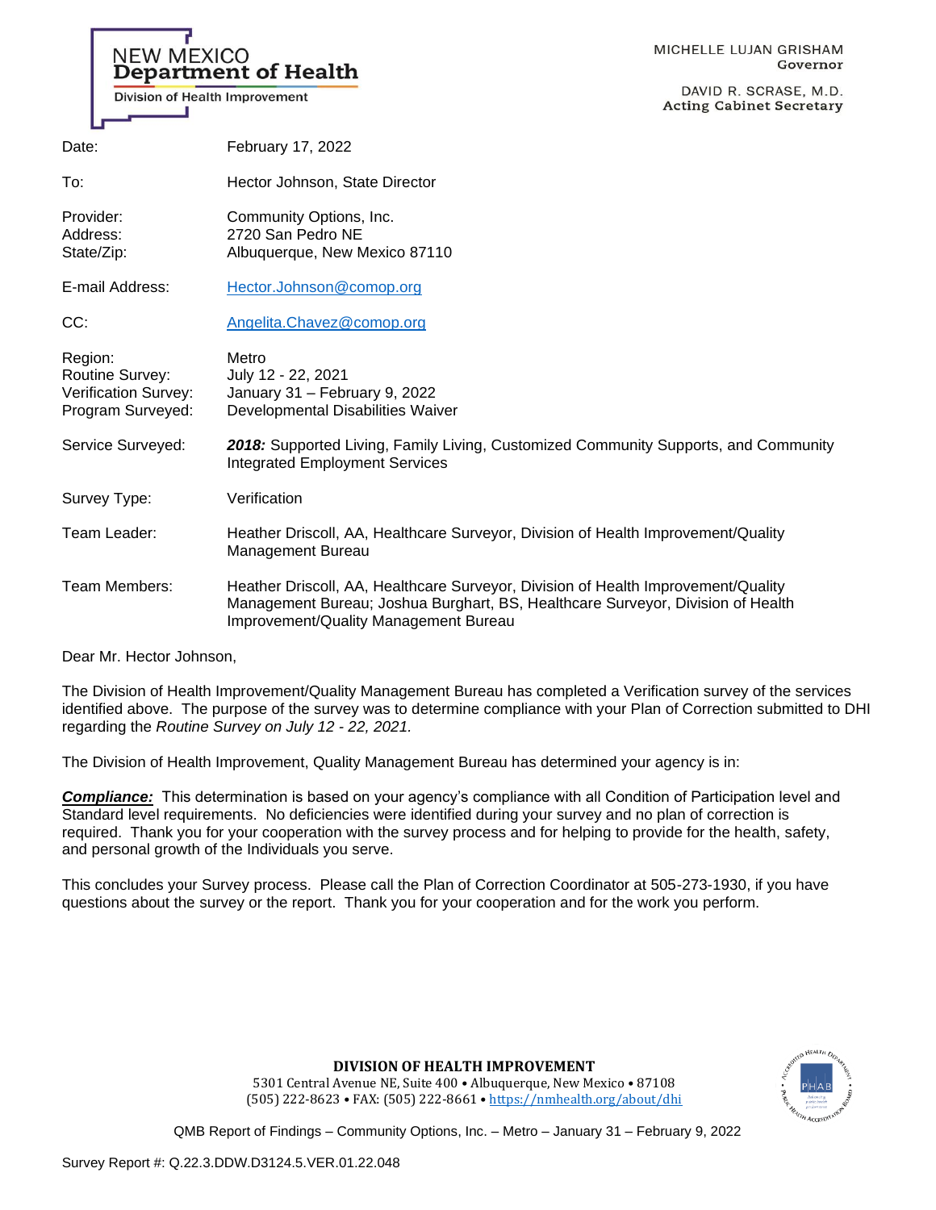NEW MEXICO
**Department of Health**
Division of Health Improvement

MICHELLE LUJAN GRISHAM
Governor

DAVID R. SCRASE, M.D.
Acting Cabinet Secretary

| | |
|---|---|
| Date: | February 17, 2022 |
| To: | Hector Johnson, State Director |
| Provider:<br>Address:<br>State/Zip: | Community Options, Inc.<br>2720 San Pedro NE<br>Albuquerque, New Mexico 87110 |
| E-mail Address: | Hector.Johnson@comop.org |
| CC: | Angelita.Chavez@comop.org |
| Region:<br>Routine Survey:<br>Verification Survey:<br>Program Surveyed: | Metro<br>July 12 - 22, 2021<br>January 31 – February 9, 2022<br>Developmental Disabilities Waiver |
| Service Surveyed: | ***2018:*** Supported Living, Family Living, Customized Community Supports, and Community Integrated Employment Services |
| Survey Type: | Verification |
| Team Leader: | Heather Driscoll, AA, Healthcare Surveyor, Division of Health Improvement/Quality Management Bureau |
| Team Members: | Heather Driscoll, AA, Healthcare Surveyor, Division of Health Improvement/Quality Management Bureau; Joshua Burghart, BS, Healthcare Surveyor, Division of Health Improvement/Quality Management Bureau |

Dear Mr. Hector Johnson,

The Division of Health Improvement/Quality Management Bureau has completed a Verification survey of the services identified above. The purpose of the survey was to determine compliance with your Plan of Correction submitted to DHI regarding the *Routine Survey on July 12 - 22, 2021.*

The Division of Health Improvement, Quality Management Bureau has determined your agency is in:

***Compliance:*** This determination is based on your agency's compliance with all Condition of Participation level and Standard level requirements. No deficiencies were identified during your survey and no plan of correction is required. Thank you for your cooperation with the survey process and for helping to provide for the health, safety, and personal growth of the Individuals you serve.

This concludes your Survey process. Please call the Plan of Correction Coordinator at 505-273-1930, if you have questions about the survey or the report. Thank you for your cooperation and for the work you perform.

**DIVISION OF HEALTH IMPROVEMENT**
5301 Central Avenue NE, Suite 400 • Albuquerque, New Mexico • 87108
(505) 222-8623 • FAX: (505) 222-8661 • https://nmhealth.org/about/dhi

QMB Report of Findings – Community Options, Inc. – Metro – January 31 – February 9, 2022

Survey Report #: Q.22.3.DDW.D3124.5.VER.01.22.048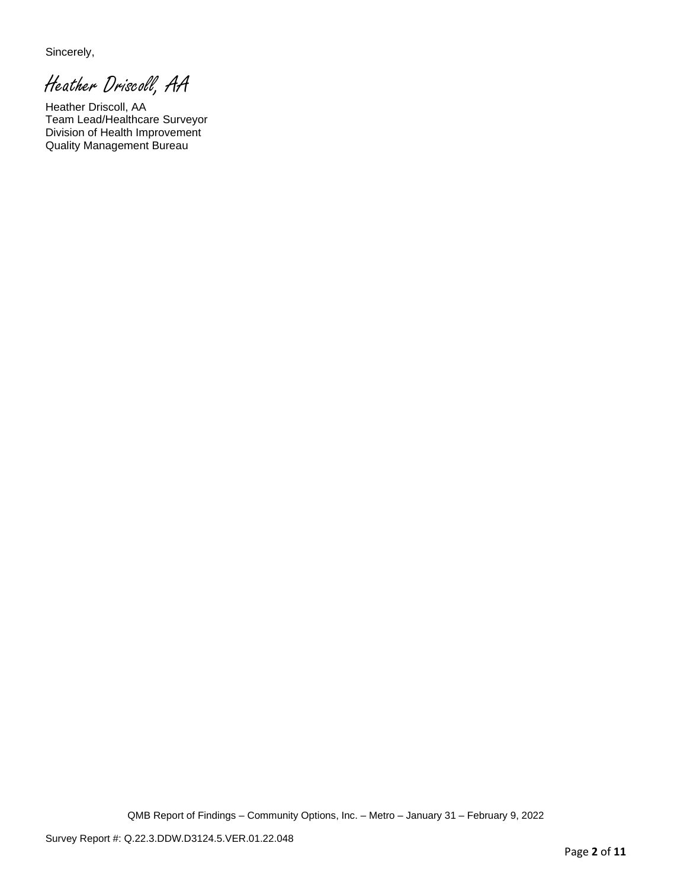Sincerely,

*Heather Driscoll, AA*

Heather Driscoll, AA
Team Lead/Healthcare Surveyor
Division of Health Improvement
Quality Management Bureau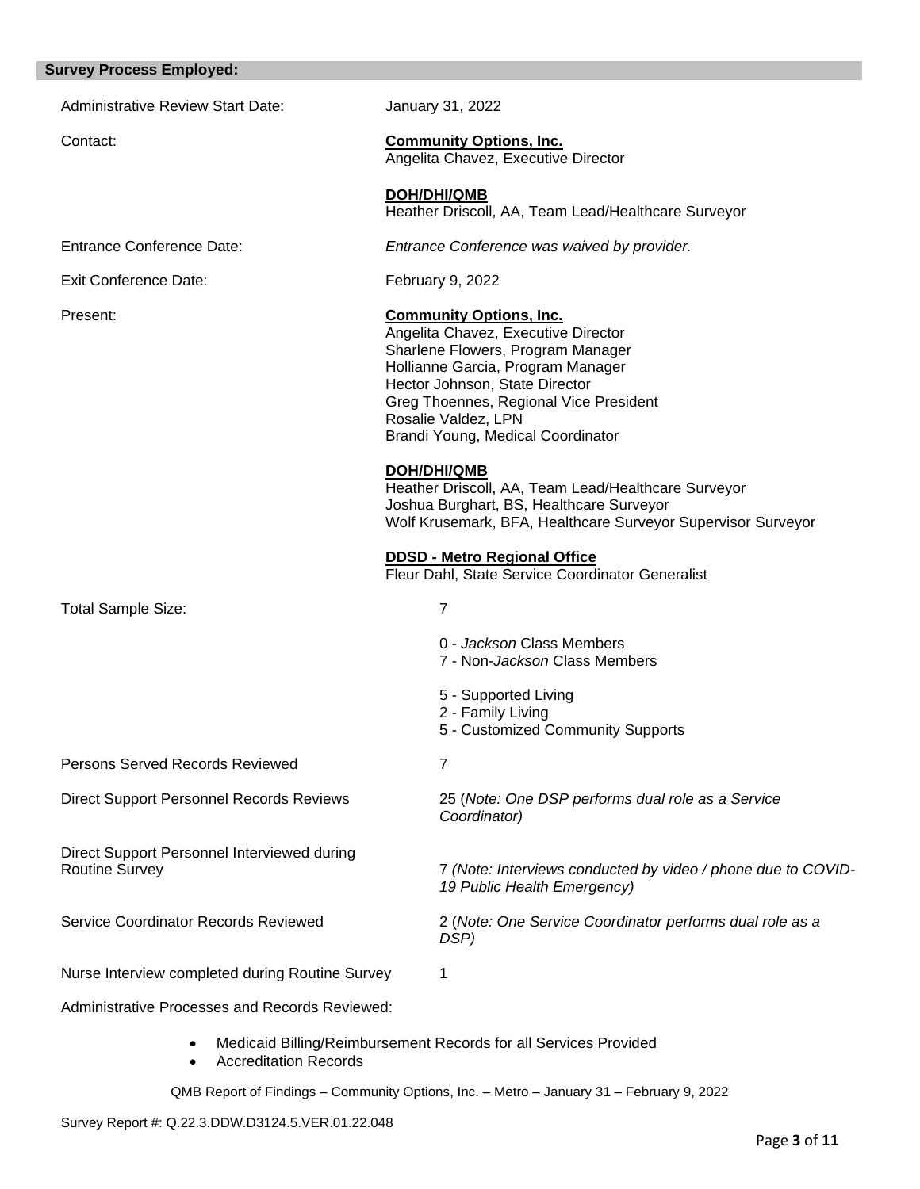## Survey Process Employed:

| | |
|---|---|
| Administrative Review Start Date: | January 31, 2022 |
| Contact: | **Community Options, Inc.**<br>Angelita Chavez, Executive Director<br><br>**DOH/DHI/QMB**<br>Heather Driscoll, AA, Team Lead/Healthcare Surveyor |
| Entrance Conference Date: | *Entrance Conference was waived by provider.* |
| Exit Conference Date: | February 9, 2022 |
| Present: | **Community Options, Inc.**<br>Angelita Chavez, Executive Director<br>Sharlene Flowers, Program Manager<br>Hollianne Garcia, Program Manager<br>Hector Johnson, State Director<br>Greg Thoennes, Regional Vice President<br>Rosalie Valdez, LPN<br>Brandi Young, Medical Coordinator<br><br>**DOH/DHI/QMB**<br>Heather Driscoll, AA, Team Lead/Healthcare Surveyor<br>Joshua Burghart, BS, Healthcare Surveyor<br>Wolf Krusemark, BFA, Healthcare Surveyor Supervisor Surveyor<br><br>**DDSD - Metro Regional Office**<br>Fleur Dahl, State Service Coordinator Generalist |
| Total Sample Size: | 7<br><br>0 - *Jackson* Class Members<br>7 - Non-*Jackson* Class Members<br><br>5 - Supported Living<br>2 - Family Living<br>5 - Customized Community Supports |
| Persons Served Records Reviewed | 7 |
| Direct Support Personnel Records Reviews | 25 (*Note: One DSP performs dual role as a Service Coordinator)* |
| Direct Support Personnel Interviewed during Routine Survey | 7 *(Note: Interviews conducted by video / phone due to COVID-19 Public Health Emergency)* |
| Service Coordinator Records Reviewed | 2 (*Note: One Service Coordinator performs dual role as a DSP)* |
| Nurse Interview completed during Routine Survey | 1 |

Administrative Processes and Records Reviewed:

- Medicaid Billing/Reimbursement Records for all Services Provided
- Accreditation Records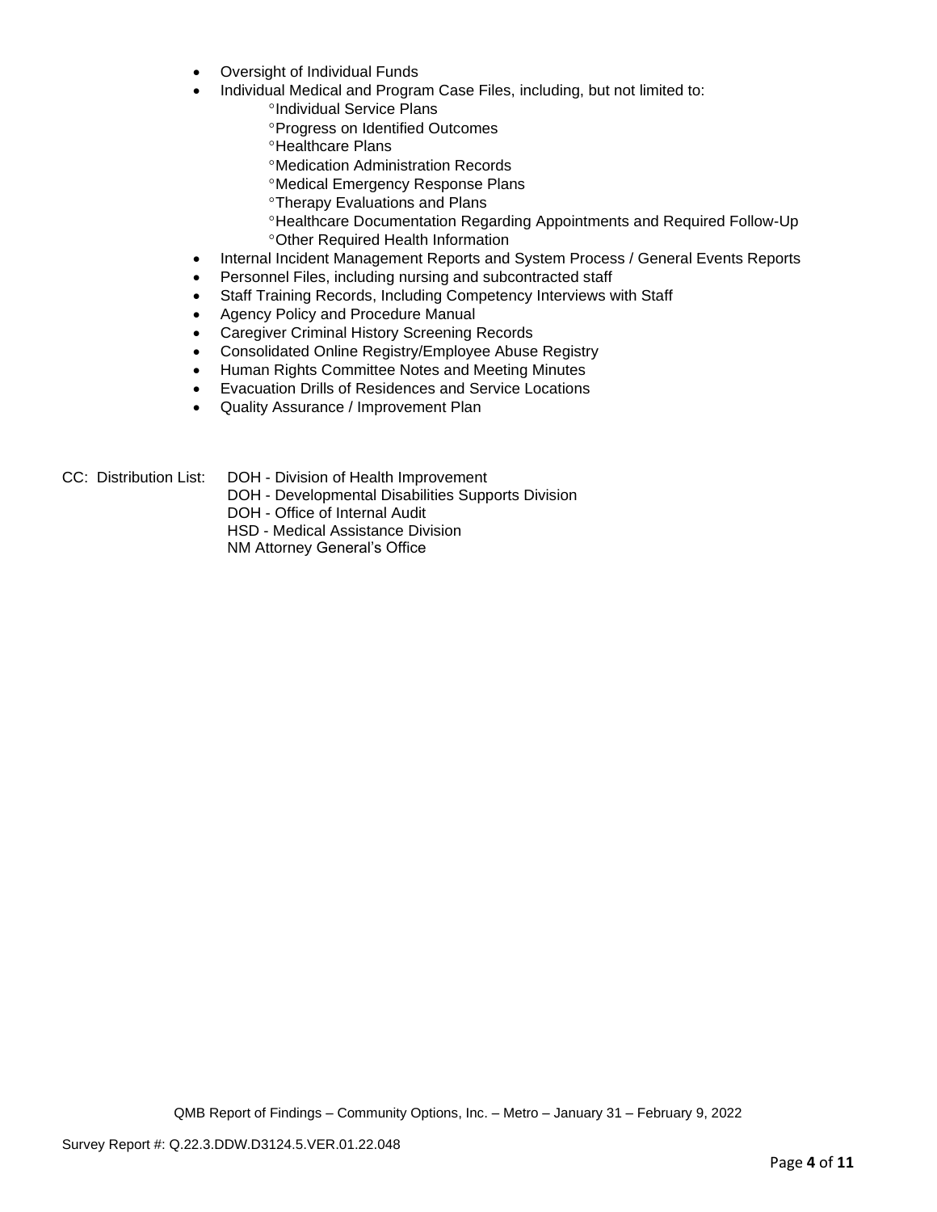- Oversight of Individual Funds
- Individual Medical and Program Case Files, including, but not limited to:
    - °Individual Service Plans
    - °Progress on Identified Outcomes
    - °Healthcare Plans
    - °Medication Administration Records
    - °Medical Emergency Response Plans
    - °Therapy Evaluations and Plans
    - °Healthcare Documentation Regarding Appointments and Required Follow-Up
    - °Other Required Health Information
- Internal Incident Management Reports and System Process / General Events Reports
- Personnel Files, including nursing and subcontracted staff
- Staff Training Records, Including Competency Interviews with Staff
- Agency Policy and Procedure Manual
- Caregiver Criminal History Screening Records
- Consolidated Online Registry/Employee Abuse Registry
- Human Rights Committee Notes and Meeting Minutes
- Evacuation Drills of Residences and Service Locations
- Quality Assurance / Improvement Plan

CC: Distribution List: DOH - Division of Health Improvement
DOH - Developmental Disabilities Supports Division
DOH - Office of Internal Audit
HSD - Medical Assistance Division
NM Attorney General's Office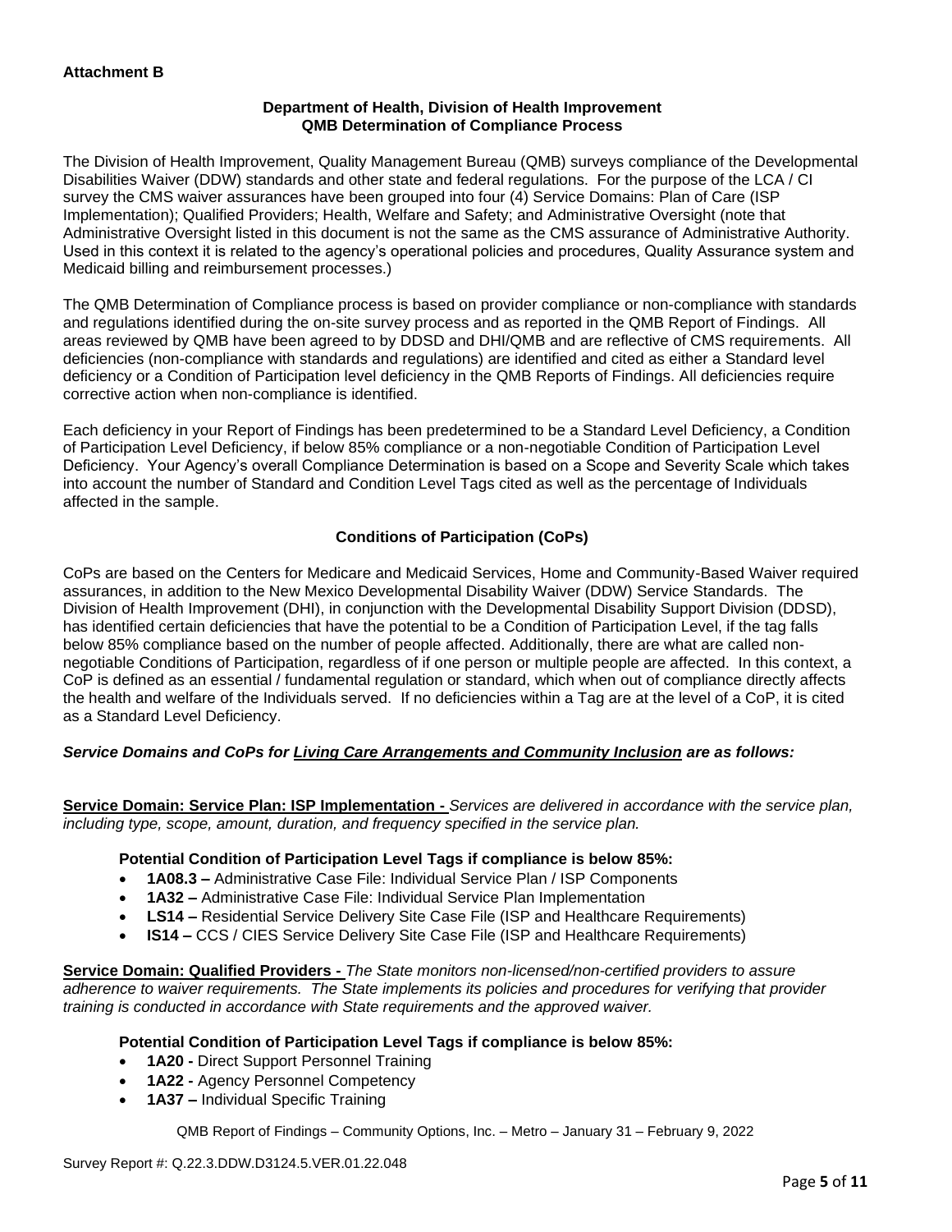**Attachment B**

**Department of Health, Division of Health Improvement**
**QMB Determination of Compliance Process**

The Division of Health Improvement, Quality Management Bureau (QMB) surveys compliance of the Developmental Disabilities Waiver (DDW) standards and other state and federal regulations. For the purpose of the LCA / CI survey the CMS waiver assurances have been grouped into four (4) Service Domains: Plan of Care (ISP Implementation); Qualified Providers; Health, Welfare and Safety; and Administrative Oversight (note that Administrative Oversight listed in this document is not the same as the CMS assurance of Administrative Authority. Used in this context it is related to the agency's operational policies and procedures, Quality Assurance system and Medicaid billing and reimbursement processes.)

The QMB Determination of Compliance process is based on provider compliance or non-compliance with standards and regulations identified during the on-site survey process and as reported in the QMB Report of Findings. All areas reviewed by QMB have been agreed to by DDSD and DHI/QMB and are reflective of CMS requirements. All deficiencies (non-compliance with standards and regulations) are identified and cited as either a Standard level deficiency or a Condition of Participation level deficiency in the QMB Reports of Findings. All deficiencies require corrective action when non-compliance is identified.

Each deficiency in your Report of Findings has been predetermined to be a Standard Level Deficiency, a Condition of Participation Level Deficiency, if below 85% compliance or a non-negotiable Condition of Participation Level Deficiency. Your Agency's overall Compliance Determination is based on a Scope and Severity Scale which takes into account the number of Standard and Condition Level Tags cited as well as the percentage of Individuals affected in the sample.

**Conditions of Participation (CoPs)**

CoPs are based on the Centers for Medicare and Medicaid Services, Home and Community-Based Waiver required assurances, in addition to the New Mexico Developmental Disability Waiver (DDW) Service Standards. The Division of Health Improvement (DHI), in conjunction with the Developmental Disability Support Division (DDSD), has identified certain deficiencies that have the potential to be a Condition of Participation Level, if the tag falls below 85% compliance based on the number of people affected. Additionally, there are what are called non-negotiable Conditions of Participation, regardless of if one person or multiple people are affected. In this context, a CoP is defined as an essential / fundamental regulation or standard, which when out of compliance directly affects the health and welfare of the Individuals served. If no deficiencies within a Tag are at the level of a CoP, it is cited as a Standard Level Deficiency.

***Service Domains and CoPs for Living Care Arrangements and Community Inclusion are as follows:***

**Service Domain: Service Plan: ISP Implementation -** *Services are delivered in accordance with the service plan, including type, scope, amount, duration, and frequency specified in the service plan.*

**Potential Condition of Participation Level Tags if compliance is below 85%:**

- **1A08.3 –** Administrative Case File: Individual Service Plan / ISP Components
- **1A32 –** Administrative Case File: Individual Service Plan Implementation
- **LS14 –** Residential Service Delivery Site Case File (ISP and Healthcare Requirements)
- **IS14 –** CCS / CIES Service Delivery Site Case File (ISP and Healthcare Requirements)

**Service Domain: Qualified Providers -** *The State monitors non-licensed/non-certified providers to assure adherence to waiver requirements. The State implements its policies and procedures for verifying that provider training is conducted in accordance with State requirements and the approved waiver.*

**Potential Condition of Participation Level Tags if compliance is below 85%:**

- **1A20 -** Direct Support Personnel Training
- **1A22 -** Agency Personnel Competency
- **1A37 –** Individual Specific Training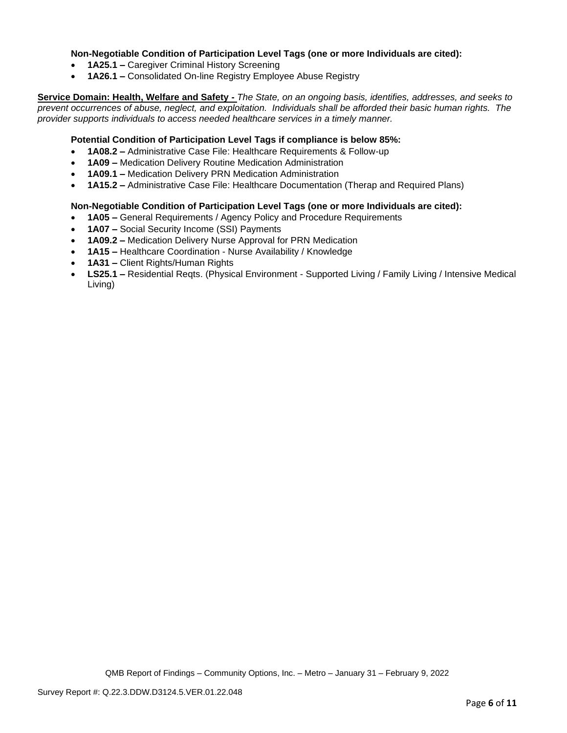**Non-Negotiable Condition of Participation Level Tags (one or more Individuals are cited):**

- **1A25.1 –** Caregiver Criminal History Screening
- **1A26.1 –** Consolidated On-line Registry Employee Abuse Registry

**Service Domain: Health, Welfare and Safety -** *The State, on an ongoing basis, identifies, addresses, and seeks to prevent occurrences of abuse, neglect, and exploitation. Individuals shall be afforded their basic human rights. The provider supports individuals to access needed healthcare services in a timely manner.*

**Potential Condition of Participation Level Tags if compliance is below 85%:**

- **1A08.2 –** Administrative Case File: Healthcare Requirements & Follow-up
- **1A09 –** Medication Delivery Routine Medication Administration
- **1A09.1 –** Medication Delivery PRN Medication Administration
- **1A15.2 –** Administrative Case File: Healthcare Documentation (Therap and Required Plans)

**Non-Negotiable Condition of Participation Level Tags (one or more Individuals are cited):**

- **1A05 –** General Requirements / Agency Policy and Procedure Requirements
- **1A07 –** Social Security Income (SSI) Payments
- **1A09.2 –** Medication Delivery Nurse Approval for PRN Medication
- **1A15 –** Healthcare Coordination - Nurse Availability / Knowledge
- **1A31 –** Client Rights/Human Rights
- **LS25.1 –** Residential Reqts. (Physical Environment - Supported Living / Family Living / Intensive Medical Living)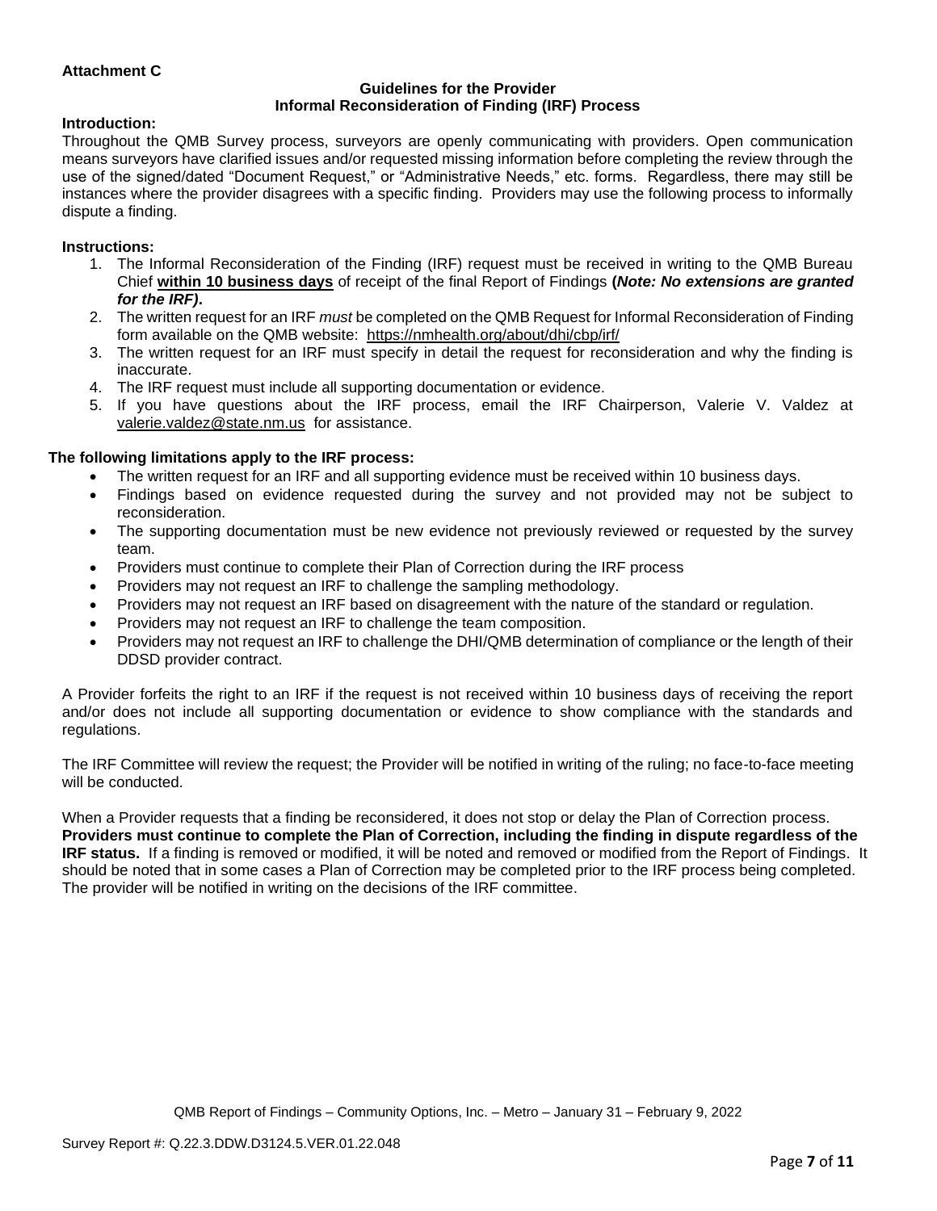**Attachment C**

**Guidelines for the Provider**
**Informal Reconsideration of Finding (IRF) Process**

**Introduction:**

Throughout the QMB Survey process, surveyors are openly communicating with providers. Open communication means surveyors have clarified issues and/or requested missing information before completing the review through the use of the signed/dated "Document Request," or "Administrative Needs," etc. forms. Regardless, there may still be instances where the provider disagrees with a specific finding. Providers may use the following process to informally dispute a finding.

**Instructions:**

1. The Informal Reconsideration of the Finding (IRF) request must be received in writing to the QMB Bureau Chief **within 10 business days** of receipt of the final Report of Findings **(*Note: No extensions are granted for the IRF)*.**
2. The written request for an IRF *must* be completed on the QMB Request for Informal Reconsideration of Finding form available on the QMB website: https://nmhealth.org/about/dhi/cbp/irf/
3. The written request for an IRF must specify in detail the request for reconsideration and why the finding is inaccurate.
4. The IRF request must include all supporting documentation or evidence.
5. If you have questions about the IRF process, email the IRF Chairperson, Valerie V. Valdez at valerie.valdez@state.nm.us for assistance.

**The following limitations apply to the IRF process:**

- The written request for an IRF and all supporting evidence must be received within 10 business days.
- Findings based on evidence requested during the survey and not provided may not be subject to reconsideration.
- The supporting documentation must be new evidence not previously reviewed or requested by the survey team.
- Providers must continue to complete their Plan of Correction during the IRF process
- Providers may not request an IRF to challenge the sampling methodology.
- Providers may not request an IRF based on disagreement with the nature of the standard or regulation.
- Providers may not request an IRF to challenge the team composition.
- Providers may not request an IRF to challenge the DHI/QMB determination of compliance or the length of their DDSD provider contract.

A Provider forfeits the right to an IRF if the request is not received within 10 business days of receiving the report and/or does not include all supporting documentation or evidence to show compliance with the standards and regulations.

The IRF Committee will review the request; the Provider will be notified in writing of the ruling; no face-to-face meeting will be conducted.

When a Provider requests that a finding be reconsidered, it does not stop or delay the Plan of Correction process. **Providers must continue to complete the Plan of Correction, including the finding in dispute regardless of the IRF status.** If a finding is removed or modified, it will be noted and removed or modified from the Report of Findings. It should be noted that in some cases a Plan of Correction may be completed prior to the IRF process being completed. The provider will be notified in writing on the decisions of the IRF committee.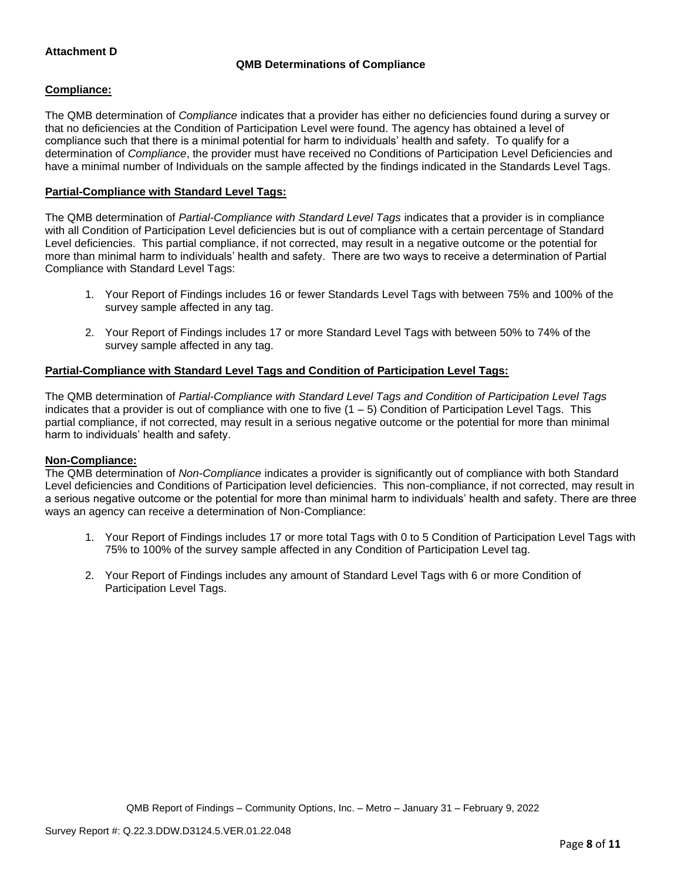**Attachment D**

### QMB Determinations of Compliance

**Compliance:**

The QMB determination of *Compliance* indicates that a provider has either no deficiencies found during a survey or that no deficiencies at the Condition of Participation Level were found. The agency has obtained a level of compliance such that there is a minimal potential for harm to individuals' health and safety. To qualify for a determination of *Compliance*, the provider must have received no Conditions of Participation Level Deficiencies and have a minimal number of Individuals on the sample affected by the findings indicated in the Standards Level Tags.

**Partial-Compliance with Standard Level Tags:**

The QMB determination of *Partial-Compliance with Standard Level Tags* indicates that a provider is in compliance with all Condition of Participation Level deficiencies but is out of compliance with a certain percentage of Standard Level deficiencies. This partial compliance, if not corrected, may result in a negative outcome or the potential for more than minimal harm to individuals' health and safety. There are two ways to receive a determination of Partial Compliance with Standard Level Tags:

1. Your Report of Findings includes 16 or fewer Standards Level Tags with between 75% and 100% of the survey sample affected in any tag.
2. Your Report of Findings includes 17 or more Standard Level Tags with between 50% to 74% of the survey sample affected in any tag.

**Partial-Compliance with Standard Level Tags and Condition of Participation Level Tags:**

The QMB determination of *Partial-Compliance with Standard Level Tags and Condition of Participation Level Tags* indicates that a provider is out of compliance with one to five (1 – 5) Condition of Participation Level Tags. This partial compliance, if not corrected, may result in a serious negative outcome or the potential for more than minimal harm to individuals' health and safety.

**Non-Compliance:**

The QMB determination of *Non-Compliance* indicates a provider is significantly out of compliance with both Standard Level deficiencies and Conditions of Participation level deficiencies. This non-compliance, if not corrected, may result in a serious negative outcome or the potential for more than minimal harm to individuals' health and safety. There are three ways an agency can receive a determination of Non-Compliance:

1. Your Report of Findings includes 17 or more total Tags with 0 to 5 Condition of Participation Level Tags with 75% to 100% of the survey sample affected in any Condition of Participation Level tag.
2. Your Report of Findings includes any amount of Standard Level Tags with 6 or more Condition of Participation Level Tags.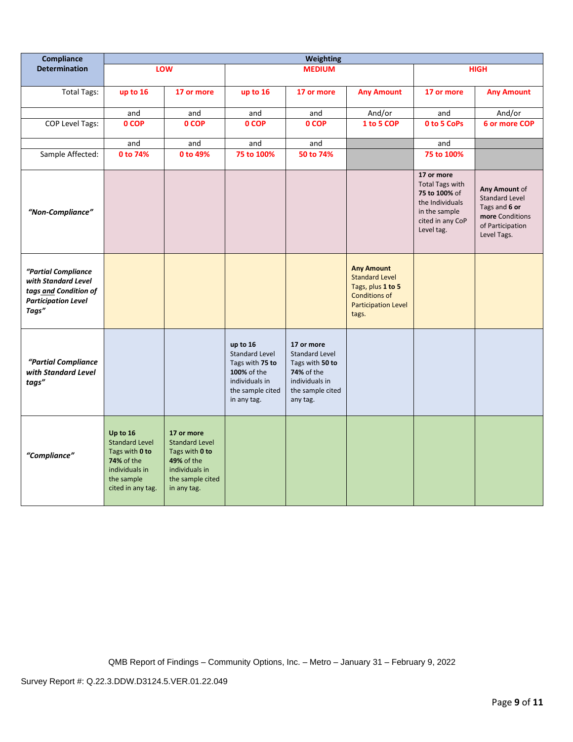| Compliance Determination | Weighting | | | | | | |
|---|---|---|---|---|---|---|---|
| | LOW | | MEDIUM | | | HIGH | |
| Total Tags: | up to 16 | 17 or more | up to 16 | 17 or more | Any Amount | 17 or more | Any Amount |
| | and | and | and | and | And/or | and | And/or |
| COP Level Tags: | 0 COP | 0 COP | 0 COP | 0 COP | 1 to 5 COP | 0 to 5 CoPs | 6 or more COP |
| | and | and | and | and | | and | |
| Sample Affected: | 0 to 74% | 0 to 49% | 75 to 100% | 50 to 74% | | 75 to 100% | |
| *"Non-Compliance"* | | | | | | **17 or more** Total Tags with **75 to 100%** of the Individuals in the sample cited in any CoP Level tag. | **Any Amount** of Standard Level Tags and **6 or more** Conditions of Participation Level Tags. |
| ***"Partial Compliance with Standard Level tags and Condition of Participation Level Tags"*** | | | | | **Any Amount** Standard Level Tags, plus **1 to 5** Conditions of Participation Level tags. | | |
| ***"Partial Compliance with Standard Level tags"*** | | | **up to 16** Standard Level Tags with **75 to 100%** of the individuals in the sample cited in any tag. | **17 or more** Standard Level Tags with **50 to 74%** of the individuals in the sample cited any tag. | | | |
| ***"Compliance"*** | **Up to 16** Standard Level Tags with **0 to 74%** of the individuals in the sample cited in any tag. | **17 or more** Standard Level Tags with **0 to 49%** of the individuals in the sample cited in any tag. | | | | | |

QMB Report of Findings – Community Options, Inc. – Metro – January 31 – February 9, 2022

Survey Report #: Q.22.3.DDW.D3124.5.VER.01.22.049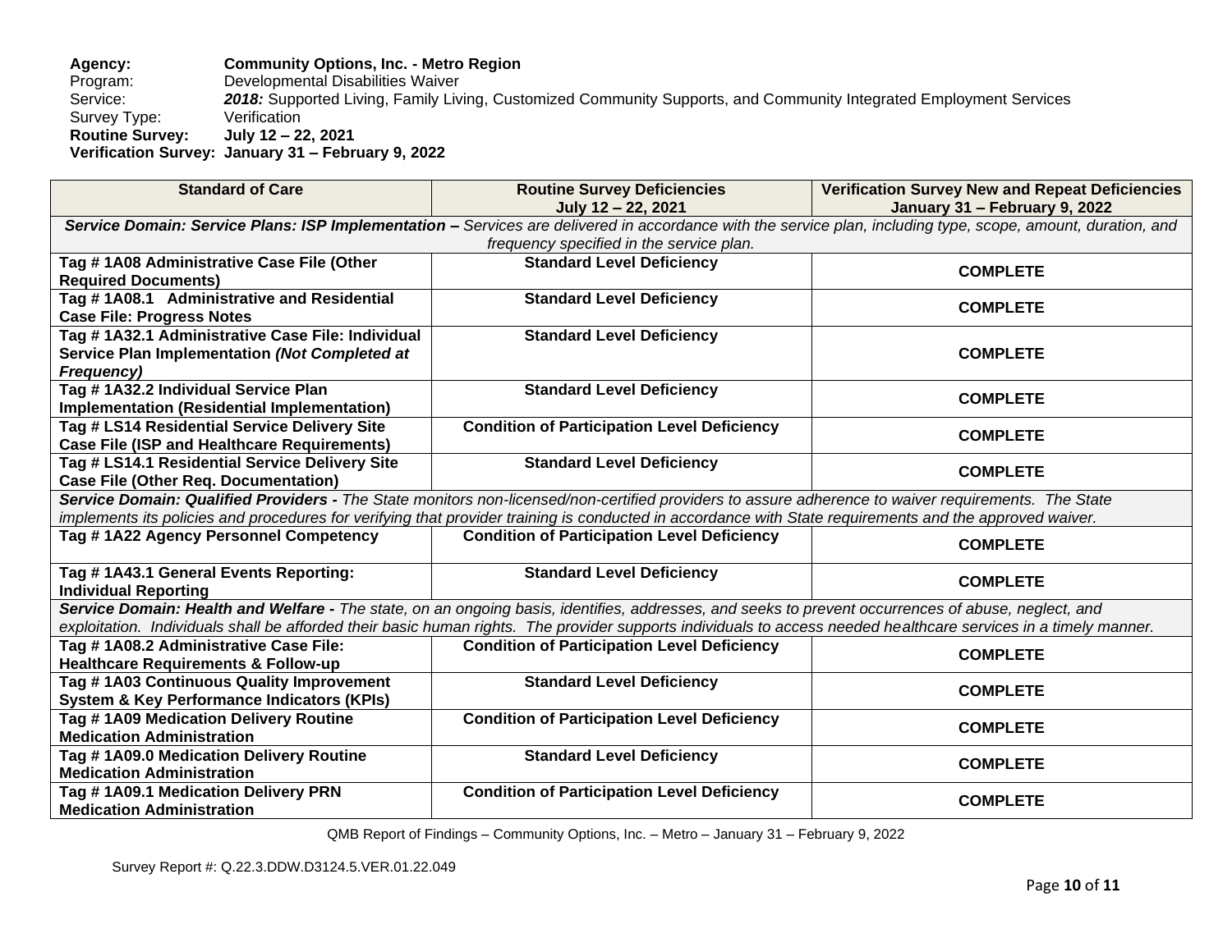**Agency:** **Community Options, Inc. - Metro Region**
Program: Developmental Disabilities Waiver
Service: ***2018:*** Supported Living, Family Living, Customized Community Supports, and Community Integrated Employment Services
Survey Type: Verification
**Routine Survey:** **July 12 – 22, 2021**
**Verification Survey:** **January 31 – February 9, 2022**

| Standard of Care | Routine Survey Deficiencies July 12 – 22, 2021 | Verification Survey New and Repeat Deficiencies January 31 – February 9, 2022 |
|---|---|---|
| ***Service Domain: Service Plans: ISP Implementation –*** *Services are delivered in accordance with the service plan, including type, scope, amount, duration, and frequency specified in the service plan.* | | |
| **Tag # 1A08 Administrative Case File (Other Required Documents)** | **Standard Level Deficiency** | **COMPLETE** |
| **Tag # 1A08.1 Administrative and Residential Case File: Progress Notes** | **Standard Level Deficiency** | **COMPLETE** |
| **Tag # 1A32.1 Administrative Case File: Individual Service Plan Implementation *(Not Completed at Frequency)*** | **Standard Level Deficiency** | **COMPLETE** |
| **Tag # 1A32.2 Individual Service Plan Implementation (Residential Implementation)** | **Standard Level Deficiency** | **COMPLETE** |
| **Tag # LS14 Residential Service Delivery Site Case File (ISP and Healthcare Requirements)** | **Condition of Participation Level Deficiency** | **COMPLETE** |
| **Tag # LS14.1 Residential Service Delivery Site Case File (Other Req. Documentation)** | **Standard Level Deficiency** | **COMPLETE** |
| ***Service Domain: Qualified Providers -*** *The State monitors non-licensed/non-certified providers to assure adherence to waiver requirements. The State implements its policies and procedures for verifying that provider training is conducted in accordance with State requirements and the approved waiver.* | | |
| **Tag # 1A22 Agency Personnel Competency** | **Condition of Participation Level Deficiency** | **COMPLETE** |
| **Tag # 1A43.1 General Events Reporting: Individual Reporting** | **Standard Level Deficiency** | **COMPLETE** |
| ***Service Domain: Health and Welfare -*** *The state, on an ongoing basis, identifies, addresses, and seeks to prevent occurrences of abuse, neglect, and exploitation. Individuals shall be afforded their basic human rights. The provider supports individuals to access needed healthcare services in a timely manner.* | | |
| **Tag # 1A08.2 Administrative Case File: Healthcare Requirements & Follow-up** | **Condition of Participation Level Deficiency** | **COMPLETE** |
| **Tag # 1A03 Continuous Quality Improvement System & Key Performance Indicators (KPIs)** | **Standard Level Deficiency** | **COMPLETE** |
| **Tag # 1A09 Medication Delivery Routine Medication Administration** | **Condition of Participation Level Deficiency** | **COMPLETE** |
| **Tag # 1A09.0 Medication Delivery Routine Medication Administration** | **Standard Level Deficiency** | **COMPLETE** |
| **Tag # 1A09.1 Medication Delivery PRN Medication Administration** | **Condition of Participation Level Deficiency** | **COMPLETE** |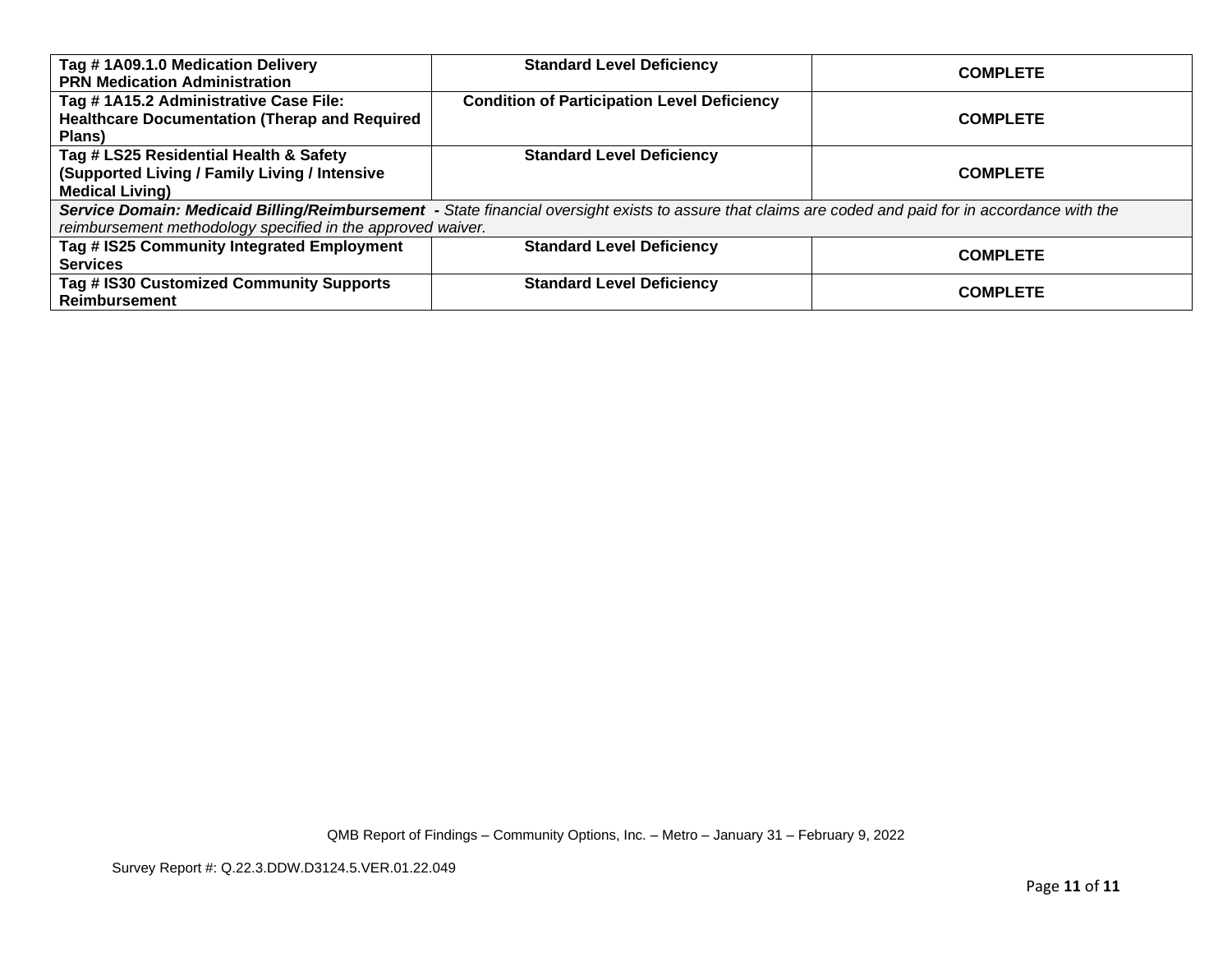| | | |
|---|---|---|
| **Tag # 1A09.1.0 Medication Delivery PRN Medication Administration** | **Standard Level Deficiency** | **COMPLETE** |
| **Tag # 1A15.2 Administrative Case File: Healthcare Documentation (Therap and Required Plans)** | **Condition of Participation Level Deficiency** | **COMPLETE** |
| **Tag # LS25 Residential Health & Safety (Supported Living / Family Living / Intensive Medical Living)** | **Standard Level Deficiency** | **COMPLETE** |
| ***Service Domain: Medicaid Billing/Reimbursement -*** *State financial oversight exists to assure that claims are coded and paid for in accordance with the reimbursement methodology specified in the approved waiver.* | | |
| **Tag # IS25 Community Integrated Employment Services** | **Standard Level Deficiency** | **COMPLETE** |
| **Tag # IS30 Customized Community Supports Reimbursement** | **Standard Level Deficiency** | **COMPLETE** |